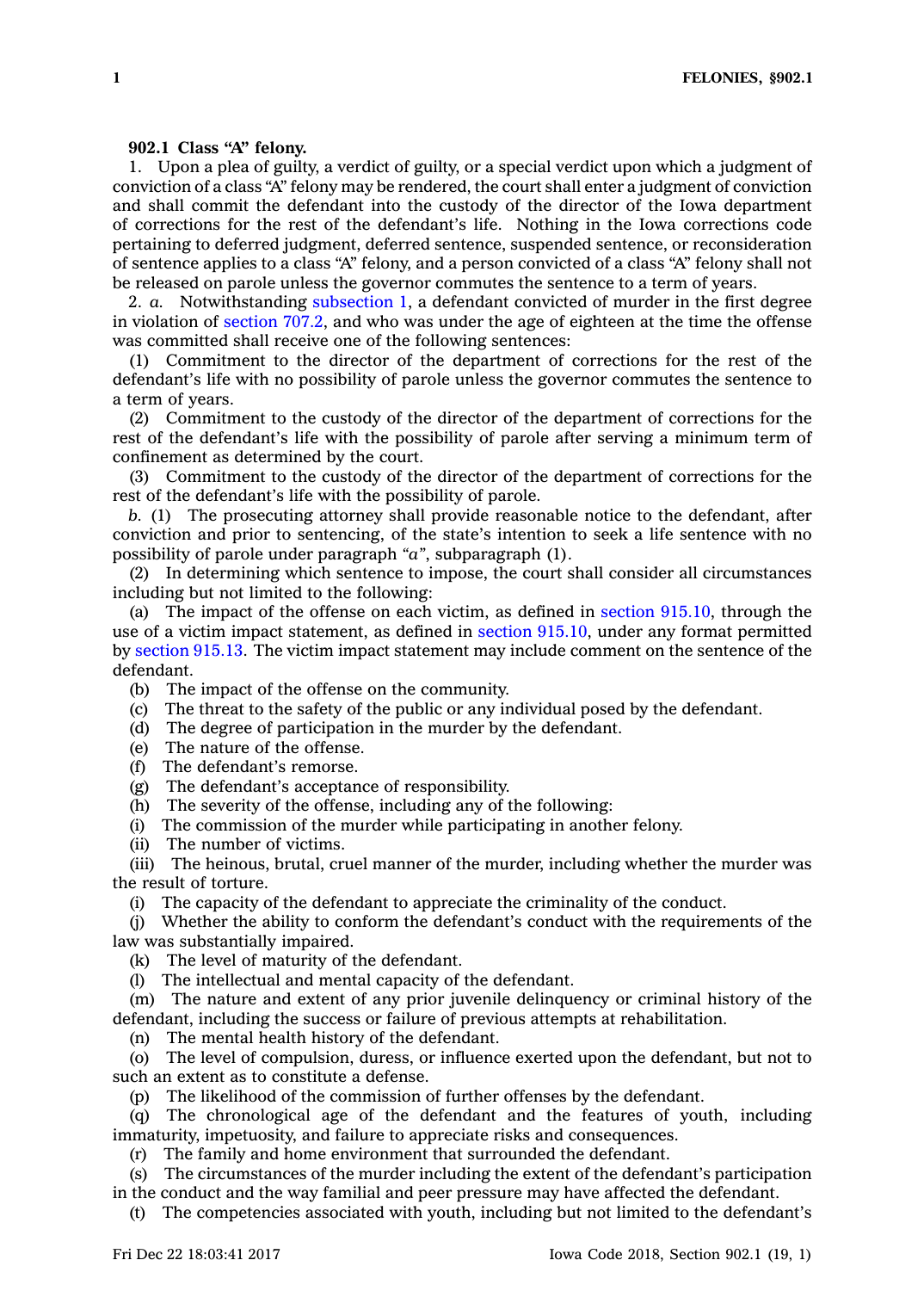**902.1 Class "A" felony.**

1. Upon a plea of guilty, a verdict of guilty, or a special verdict upon which a judgment of conviction of a class "A" felony may be rendered, the court shall enter a judgment of conviction and shall commit the defendant into the custody of the director of the Iowa department of corrections for the rest of the defendant's life. Nothing in the Iowa corrections code pertaining to deferred judgment, deferred sentence, suspended sentence, or reconsideration of sentence applies to a class "A" felony, and a person convicted of a class "A" felony shall not be released on parole unless the governor commutes the sentence to a term of years.

2. *a.* Notwithstanding subsection 1, a defendant convicted of murder in the first degree in violation of section 707.2, and who was under the age of eighteen at the time the offense was committed shall receive one of the following sentences:

(1) Commitment to the director of the department of corrections for the rest of the defendant's life with no possibility of parole unless the governor commutes the sentence to a term of years.

(2) Commitment to the custody of the director of the department of corrections for the rest of the defendant's life with the possibility of parole after serving a minimum term of confinement as determined by the court.

(3) Commitment to the custody of the director of the department of corrections for the rest of the defendant's life with the possibility of parole.

*b.* (1) The prosecuting attorney shall provide reasonable notice to the defendant, after conviction and prior to sentencing, of the state's intention to seek a life sentence with no possibility of parole under paragraph *"a"*, subparagraph (1).

(2) In determining which sentence to impose, the court shall consider all circumstances including but not limited to the following:

(a) The impact of the offense on each victim, as defined in section 915.10, through the use of a victim impact statement, as defined in section 915.10, under any format permitted by section 915.13. The victim impact statement may include comment on the sentence of the defendant.

(b) The impact of the offense on the community.

(c) The threat to the safety of the public or any individual posed by the defendant.

(d) The degree of participation in the murder by the defendant.

(e) The nature of the offense.

(f) The defendant's remorse.

(g) The defendant's acceptance of responsibility.

(h) The severity of the offense, including any of the following:

(i) The commission of the murder while participating in another felony.

(ii) The number of victims.

(iii) The heinous, brutal, cruel manner of the murder, including whether the murder was the result of torture.

(i) The capacity of the defendant to appreciate the criminality of the conduct.

(j) Whether the ability to conform the defendant's conduct with the requirements of the law was substantially impaired.

(k) The level of maturity of the defendant.

(l) The intellectual and mental capacity of the defendant.

(m) The nature and extent of any prior juvenile delinquency or criminal history of the defendant, including the success or failure of previous attempts at rehabilitation.

(n) The mental health history of the defendant.

(o) The level of compulsion, duress, or influence exerted upon the defendant, but not to such an extent as to constitute a defense.

(p) The likelihood of the commission of further offenses by the defendant.

(q) The chronological age of the defendant and the features of youth, including immaturity, impetuosity, and failure to appreciate risks and consequences.

(r) The family and home environment that surrounded the defendant.

(s) The circumstances of the murder including the extent of the defendant's participation in the conduct and the way familial and peer pressure may have affected the defendant.

(t) The competencies associated with youth, including but not limited to the defendant's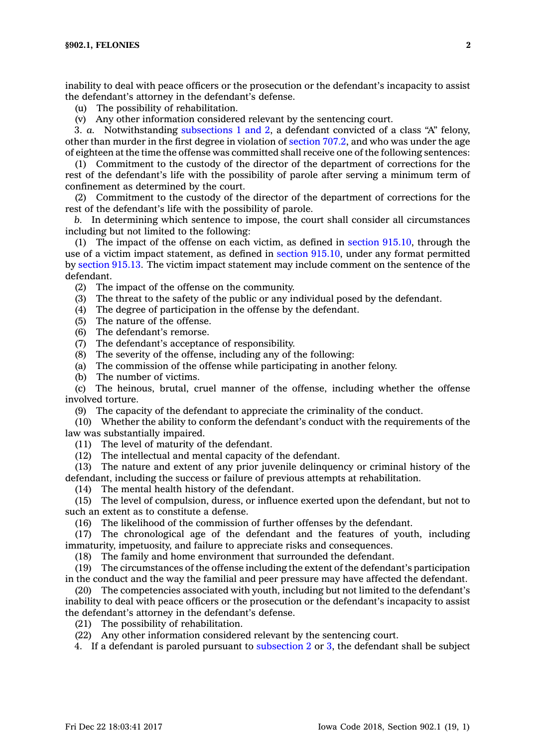inability to deal with peace officers or the prosecution or the defendant's incapacity to assist the defendant's attorney in the defendant's defense.

(u) The possibility of rehabilitation.

(v) Any other information considered relevant by the sentencing court.

3. *a.* Notwithstanding subsections 1 and 2, a defendant convicted of a class "A" felony, other than murder in the first degree in violation of section 707.2, and who was under the age of eighteen at the time the offense was committed shall receive one of the following sentences:

(1) Commitment to the custody of the director of the department of corrections for the rest of the defendant's life with the possibility of parole after serving a minimum term of confinement as determined by the court.

(2) Commitment to the custody of the director of the department of corrections for the rest of the defendant's life with the possibility of parole.

*b.* In determining which sentence to impose, the court shall consider all circumstances including but not limited to the following:

(1) The impact of the offense on each victim, as defined in section 915.10, through the use of a victim impact statement, as defined in section 915.10, under any format permitted by section 915.13. The victim impact statement may include comment on the sentence of the defendant.

(2) The impact of the offense on the community.

(3) The threat to the safety of the public or any individual posed by the defendant.

(4) The degree of participation in the offense by the defendant.

(5) The nature of the offense.

(6) The defendant's remorse.

(7) The defendant's acceptance of responsibility.

(8) The severity of the offense, including any of the following:

(a) The commission of the offense while participating in another felony.

(b) The number of victims.

(c) The heinous, brutal, cruel manner of the offense, including whether the offense involved torture.

(9) The capacity of the defendant to appreciate the criminality of the conduct.

(10) Whether the ability to conform the defendant's conduct with the requirements of the law was substantially impaired.

(11) The level of maturity of the defendant.

(12) The intellectual and mental capacity of the defendant.

(13) The nature and extent of any prior juvenile delinquency or criminal history of the defendant, including the success or failure of previous attempts at rehabilitation.

(14) The mental health history of the defendant.

(15) The level of compulsion, duress, or influence exerted upon the defendant, but not to such an extent as to constitute a defense.

(16) The likelihood of the commission of further offenses by the defendant.

(17) The chronological age of the defendant and the features of youth, including immaturity, impetuosity, and failure to appreciate risks and consequences.

(18) The family and home environment that surrounded the defendant.

(19) The circumstances of the offense including the extent of the defendant's participation in the conduct and the way the familial and peer pressure may have affected the defendant.

(20) The competencies associated with youth, including but not limited to the defendant's inability to deal with peace officers or the prosecution or the defendant's incapacity to assist the defendant's attorney in the defendant's defense.

(21) The possibility of rehabilitation.

(22) Any other information considered relevant by the sentencing court.

4. If a defendant is paroled pursuant to subsection 2 or 3, the defendant shall be subject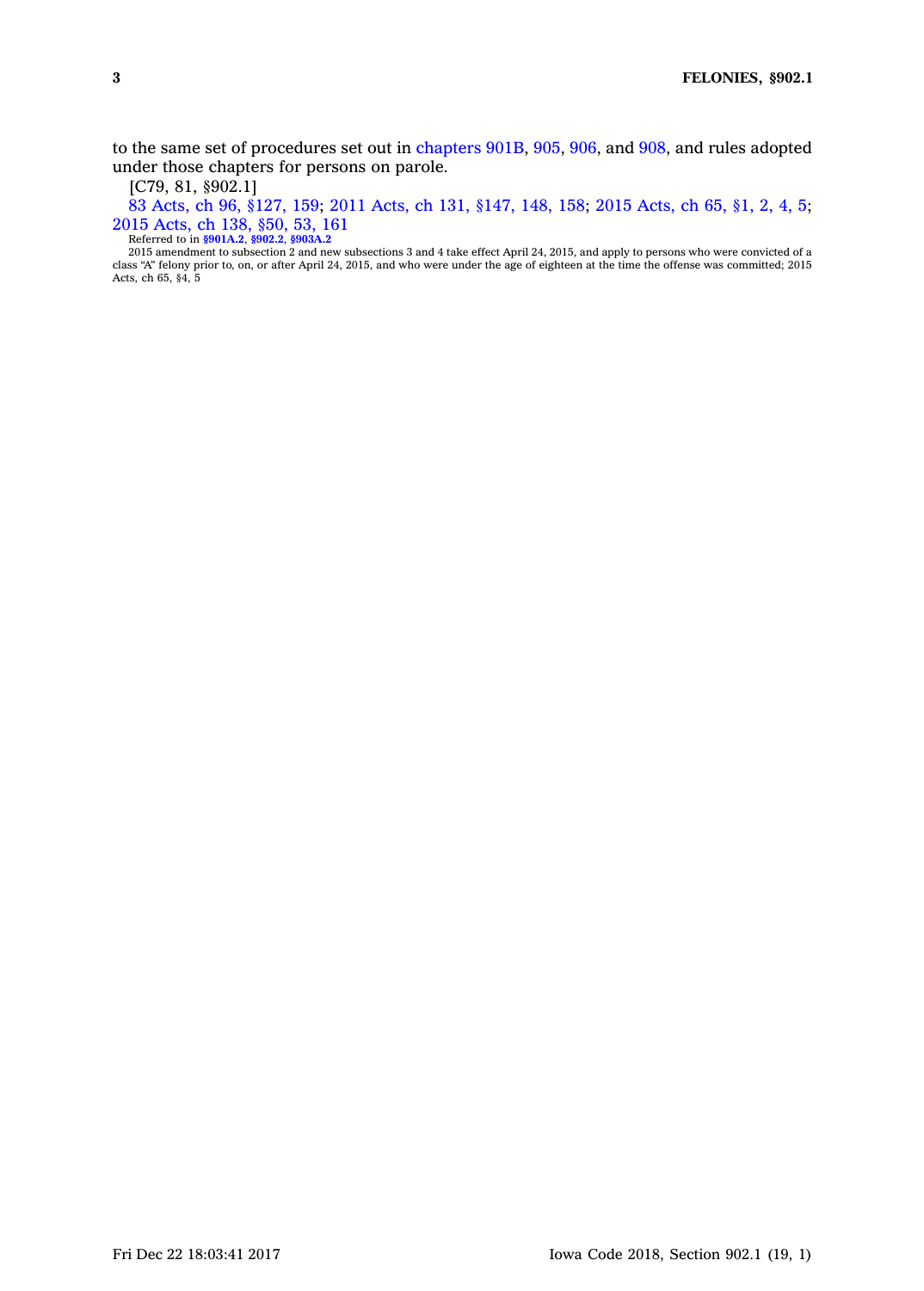to the same set of procedures set out in chapters 901B, 905, 906, and 908, and rules adopted under those chapters for persons on parole.

[C79, 81, §902.1]

83 Acts, ch 96, §127, 159; 2011 Acts, ch 131, §147, 148, 158; 2015 Acts, ch 65, §1, 2, 4, 5; 2015 Acts, ch 138, §50, 53, 161

Referred to in **§901A.2**, **§902.2**, **§903A.2**

2015 amendment to subsection 2 and new subsections 3 and 4 take effect April 24, 2015, and apply to persons who were convicted of a class "A" felony prior to, on, or after April 24, 2015, and who were under the age of eighteen at the time the offense was committed; 2015 Acts, ch 65, §4, 5